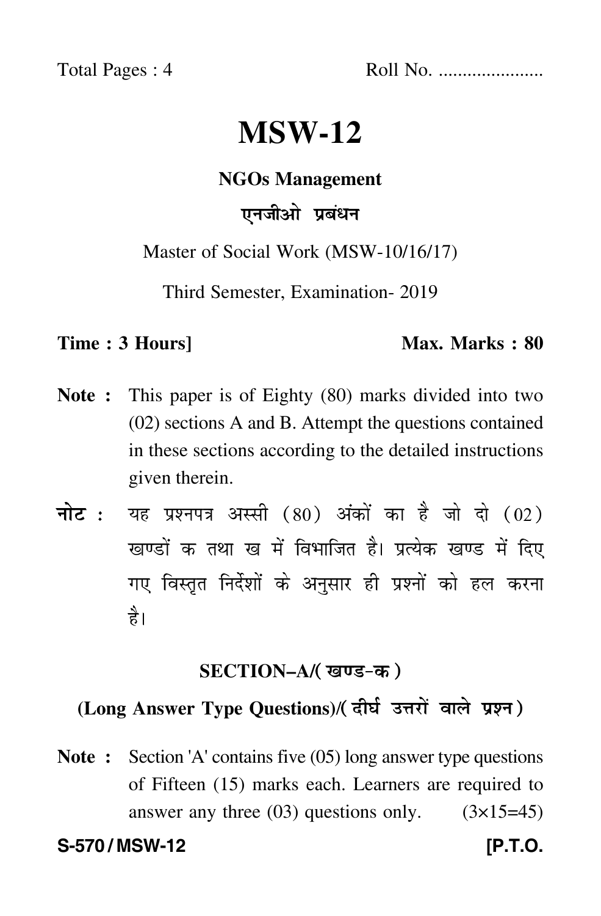Total Pages : 4 Roll No. .....................

# MSW-12

## NGOs Management

## एनजीओ प्रबंधन

Master of Social Work (MSW-10/16/17)

Third Semester, Examination- 2019

**Time : 3 Hours]** **Max. Marks : 80**

**Note :** This paper is of Eighty (80) marks divided into two (02) sections A and B. Attempt the questions contained in these sections according to the detailed instructions given therein.

**नोट :** यह प्रश्नपत्र अस्सी (80) अंकों का है जो दो (02) खण्डों क तथा ख में विभाजित है। प्रत्येक खण्ड में दिए गए विस्तृत निर्देशों के अनुसार ही प्रश्नों को हल करना है।

### SECTION–A/(खण्ड-क)

### (Long Answer Type Questions)/(दीर्घ उत्तरों वाले प्रश्न)

**Note :** Section 'A' contains five (05) long answer type questions of Fifteen (15) marks each. Learners are required to answer any three (03) questions only. (3×15=45)

**S-570 / MSW-12** **[P.T.O.**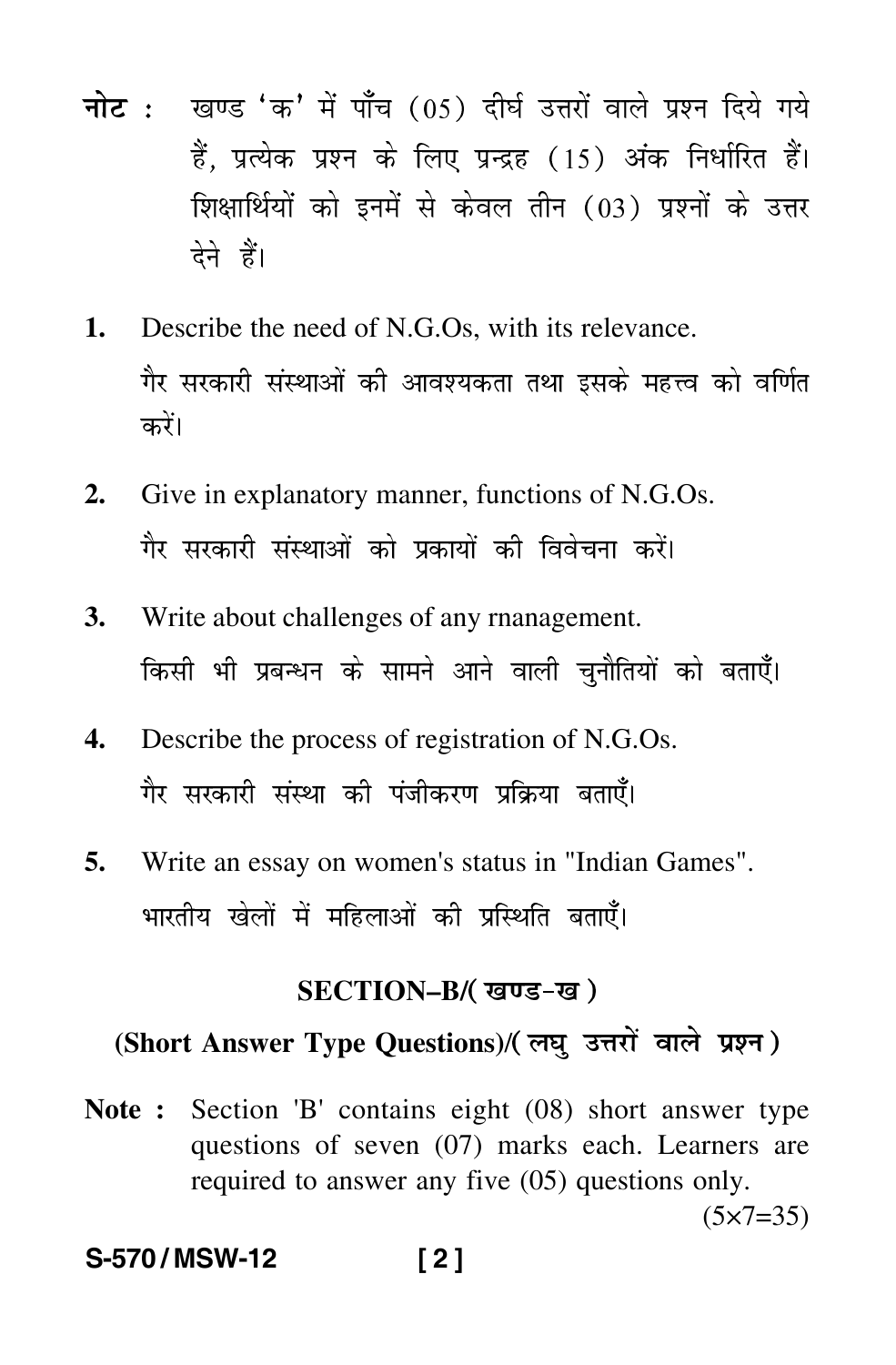**नोट :** खण्ड 'क' में पाँच (05) दीर्घ उत्तरों वाले प्रश्न दिये गये हैं, प्रत्येक प्रश्न के लिए प्रन्द्रह (15) अंक निर्धारित हैं। शिक्षार्थियों को इनमें से केवल तीन (03) प्रश्नों के उत्तर देने हैं।

1. Describe the need of N.G.Os, with its relevance.

   गैर सरकारी संस्थाओं की आवश्यकता तथा इसके महत्त्व को वर्णित करें।

2. Give in explanatory manner, functions of N.G.Os.

   गैर सरकारी संस्थाओं को प्रकार्यों की विवेचना करें।

3. Write about challenges of any rnanagement.

   किसी भी प्रबन्धन के सामने आने वाली चुनौतियों को बताएँ।

4. Describe the process of registration of N.G.Os.

   गैर सरकारी संस्था की पंजीकरण प्रक्रिया बताएँ।

5. Write an essay on women's status in "Indian Games".

   भारतीय खेलों में महिलाओं की प्रस्थिति बताएँ।

## SECTION–B/(खण्ड-ख)

### (Short Answer Type Questions)/(लघु उत्तरों वाले प्रश्न)

**Note :** Section 'B' contains eight (08) short answer type questions of seven (07) marks each. Learners are required to answer any five (05) questions only.

(5×7=35)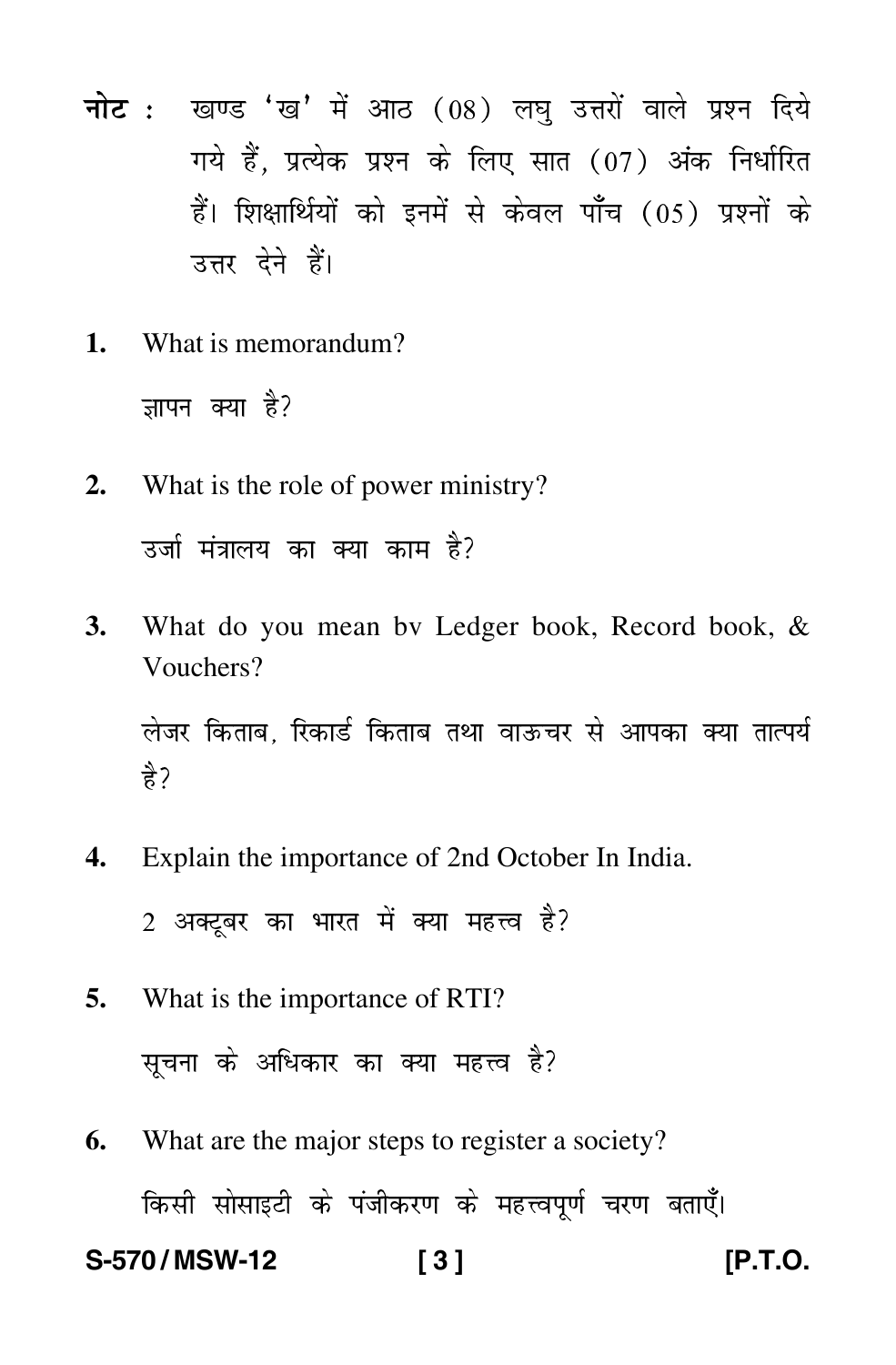**नोट :** खण्ड 'ख' में आठ (08) लघु उत्तरों वाले प्रश्न दिये गये हैं, प्रत्येक प्रश्न के लिए सात (07) अंक निर्धारित हैं। शिक्षार्थियों को इनमें से केवल पाँच (05) प्रश्नों के उत्तर देने हैं।

**1.** What is memorandum?

ज्ञापन क्या है?

**2.** What is the role of power ministry?

उर्जा मंत्रालय का क्या काम है?

**3.** What do you mean bv Ledger book, Record book, & Vouchers?

लेजर किताब, रिकार्ड किताब तथा वाऊचर से आपका क्या तात्पर्य है?

**4.** Explain the importance of 2nd October In India.

2 अक्टूबर का भारत में क्या महत्त्व है?

**5.** What is the importance of RTI?

सूचना के अधिकार का क्या महत्त्व है?

**6.** What are the major steps to register a society?

किसी सोसाइटी के पंजीकरण के महत्त्वपूर्ण चरण बताएँ।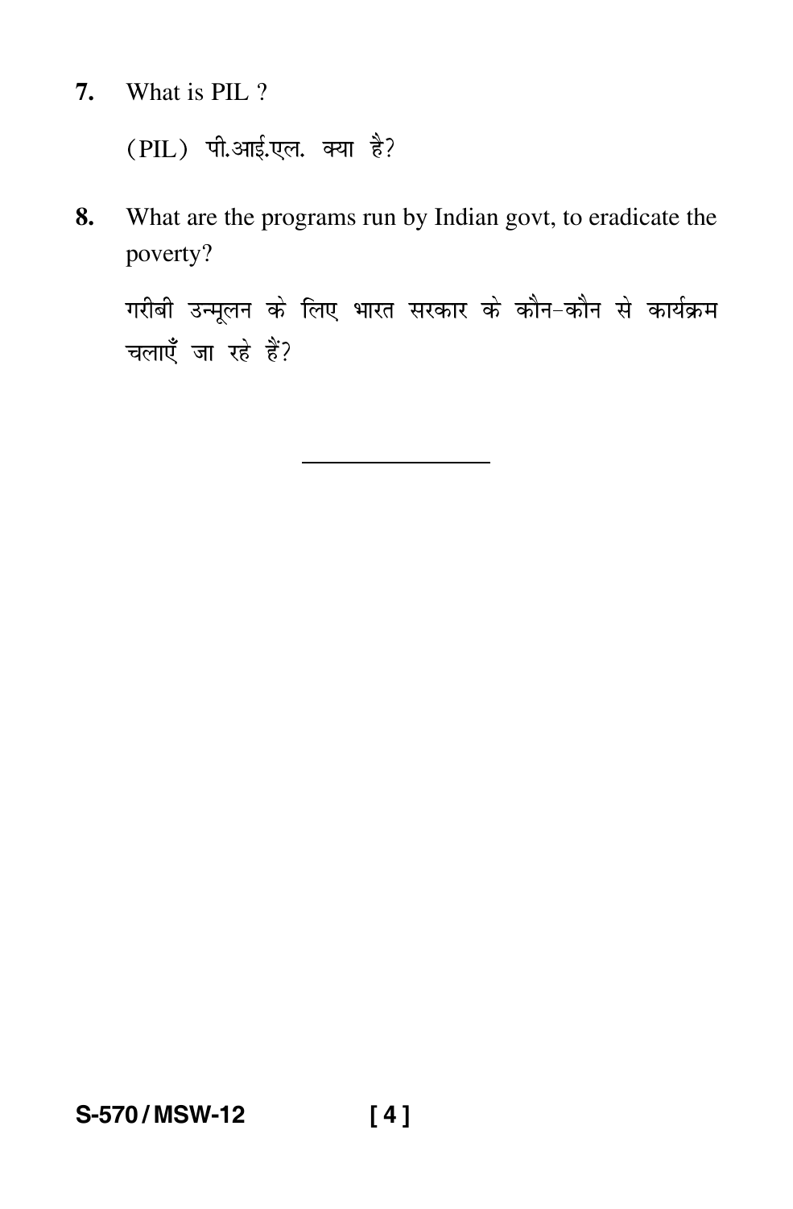7. What is PIL ?

(PIL) पी.आई.एल. क्या है?

8. What are the programs run by Indian govt, to eradicate the poverty?

गरीबी उन्मूलन के लिए भारत सरकार के कौन-कौन से कार्यक्रम चलाएँ जा रहे हैं?

---